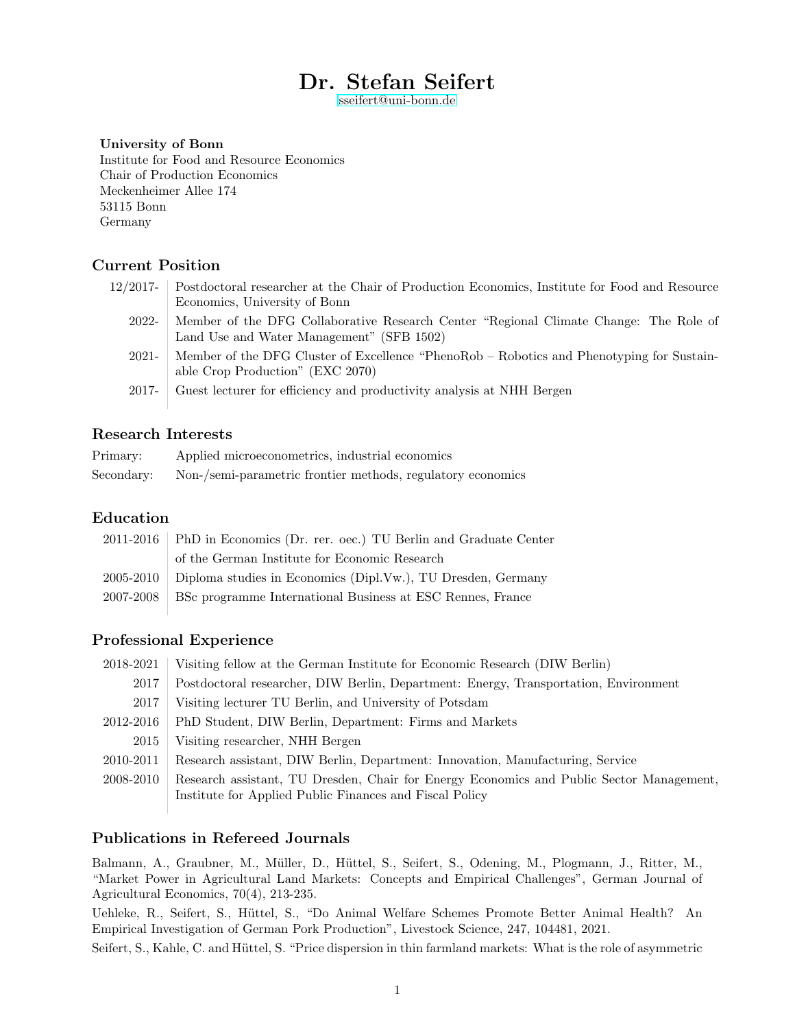# Dr. Stefan Seifert

sseifert@uni-bonn.de

**University of Bonn**
Institute for Food and Resource Economics
Chair of Production Economics
Meckenheimer Allee 174
53115 Bonn
Germany

## Current Position

| | |
|---|---|
| 12/2017- | Postdoctoral researcher at the Chair of Production Economics, Institute for Food and Resource Economics, University of Bonn |
| 2022- | Member of the DFG Collaborative Research Center "Regional Climate Change: The Role of Land Use and Water Management" (SFB 1502) |
| 2021- | Member of the DFG Cluster of Excellence "PhenoRob – Robotics and Phenotyping for Sustainable Crop Production" (EXC 2070) |
| 2017- | Guest lecturer for efficiency and productivity analysis at NHH Bergen |

## Research Interests

| | |
|---|---|
| Primary: | Applied microeconometrics, industrial economics |
| Secondary: | Non-/semi-parametric frontier methods, regulatory economics |

## Education

| | |
|---|---|
| 2011-2016 | PhD in Economics (Dr. rer. oec.) TU Berlin and Graduate Center of the German Institute for Economic Research |
| 2005-2010 | Diploma studies in Economics (Dipl.Vw.), TU Dresden, Germany |
| 2007-2008 | BSc programme International Business at ESC Rennes, France |

## Professional Experience

| | |
|---|---|
| 2018-2021 | Visiting fellow at the German Institute for Economic Research (DIW Berlin) |
| 2017 | Postdoctoral researcher, DIW Berlin, Department: Energy, Transportation, Environment |
| 2017 | Visiting lecturer TU Berlin, and University of Potsdam |
| 2012-2016 | PhD Student, DIW Berlin, Department: Firms and Markets |
| 2015 | Visiting researcher, NHH Bergen |
| 2010-2011 | Research assistant, DIW Berlin, Department: Innovation, Manufacturing, Service |
| 2008-2010 | Research assistant, TU Dresden, Chair for Energy Economics and Public Sector Management, Institute for Applied Public Finances and Fiscal Policy |

## Publications in Refereed Journals

Balmann, A., Graubner, M., Müller, D., Hüttel, S., Seifert, S., Odening, M., Plogmann, J., Ritter, M., "Market Power in Agricultural Land Markets: Concepts and Empirical Challenges", German Journal of Agricultural Economics, 70(4), 213-235.

Uehleke, R., Seifert, S., Hüttel, S., "Do Animal Welfare Schemes Promote Better Animal Health? An Empirical Investigation of German Pork Production", Livestock Science, 247, 104481, 2021.

Seifert, S., Kahle, C. and Hüttel, S. "Price dispersion in thin farmland markets: What is the role of asymmetric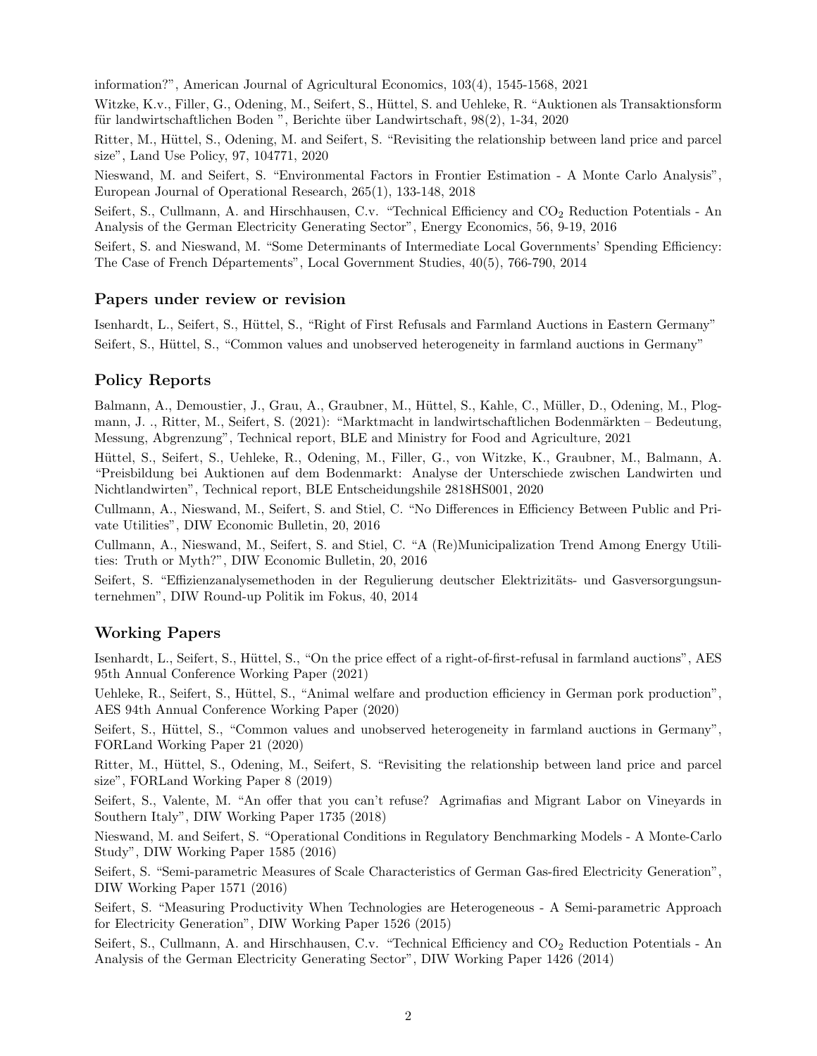information?", American Journal of Agricultural Economics, 103(4), 1545-1568, 2021

Witzke, K.v., Filler, G., Odening, M., Seifert, S., Hüttel, S. and Uehleke, R. "Auktionen als Transaktionsform für landwirtschaftlichen Boden ", Berichte über Landwirtschaft, 98(2), 1-34, 2020

Ritter, M., Hüttel, S., Odening, M. and Seifert, S. "Revisiting the relationship between land price and parcel size", Land Use Policy, 97, 104771, 2020

Nieswand, M. and Seifert, S. "Environmental Factors in Frontier Estimation - A Monte Carlo Analysis", European Journal of Operational Research, 265(1), 133-148, 2018

Seifert, S., Cullmann, A. and Hirschhausen, C.v. "Technical Efficiency and $CO_2$ Reduction Potentials - An Analysis of the German Electricity Generating Sector", Energy Economics, 56, 9-19, 2016

Seifert, S. and Nieswand, M. "Some Determinants of Intermediate Local Governments' Spending Efficiency: The Case of French Départements", Local Government Studies, 40(5), 766-790, 2014

## Papers under review or revision

Isenhardt, L., Seifert, S., Hüttel, S., "Right of First Refusals and Farmland Auctions in Eastern Germany"

Seifert, S., Hüttel, S., "Common values and unobserved heterogeneity in farmland auctions in Germany"

## Policy Reports

Balmann, A., Demoustier, J., Grau, A., Graubner, M., Hüttel, S., Kahle, C., Müller, D., Odening, M., Plogmann, J. ., Ritter, M., Seifert, S. (2021): "Marktmacht in landwirtschaftlichen Bodenmärkten – Bedeutung, Messung, Abgrenzung", Technical report, BLE and Ministry for Food and Agriculture, 2021

Hüttel, S., Seifert, S., Uehleke, R., Odening, M., Filler, G., von Witzke, K., Graubner, M., Balmann, A. "Preisbildung bei Auktionen auf dem Bodenmarkt: Analyse der Unterschiede zwischen Landwirten und Nichtlandwirten", Technical report, BLE Entscheidungshile 2818HS001, 2020

Cullmann, A., Nieswand, M., Seifert, S. and Stiel, C. "No Differences in Efficiency Between Public and Private Utilities", DIW Economic Bulletin, 20, 2016

Cullmann, A., Nieswand, M., Seifert, S. and Stiel, C. "A (Re)Municipalization Trend Among Energy Utilities: Truth or Myth?", DIW Economic Bulletin, 20, 2016

Seifert, S. "Effizienzanalysemethoden in der Regulierung deutscher Elektrizitäts- und Gasversorgungsunternehmen", DIW Round-up Politik im Fokus, 40, 2014

## Working Papers

Isenhardt, L., Seifert, S., Hüttel, S., "On the price effect of a right-of-first-refusal in farmland auctions", AES 95th Annual Conference Working Paper (2021)

Uehleke, R., Seifert, S., Hüttel, S., "Animal welfare and production efficiency in German pork production", AES 94th Annual Conference Working Paper (2020)

Seifert, S., Hüttel, S., "Common values and unobserved heterogeneity in farmland auctions in Germany", FORLand Working Paper 21 (2020)

Ritter, M., Hüttel, S., Odening, M., Seifert, S. "Revisiting the relationship between land price and parcel size", FORLand Working Paper 8 (2019)

Seifert, S., Valente, M. "An offer that you can't refuse? Agrimafias and Migrant Labor on Vineyards in Southern Italy", DIW Working Paper 1735 (2018)

Nieswand, M. and Seifert, S. "Operational Conditions in Regulatory Benchmarking Models - A Monte-Carlo Study", DIW Working Paper 1585 (2016)

Seifert, S. "Semi-parametric Measures of Scale Characteristics of German Gas-fired Electricity Generation", DIW Working Paper 1571 (2016)

Seifert, S. "Measuring Productivity When Technologies are Heterogeneous - A Semi-parametric Approach for Electricity Generation", DIW Working Paper 1526 (2015)

Seifert, S., Cullmann, A. and Hirschhausen, C.v. "Technical Efficiency and $CO_2$ Reduction Potentials - An Analysis of the German Electricity Generating Sector", DIW Working Paper 1426 (2014)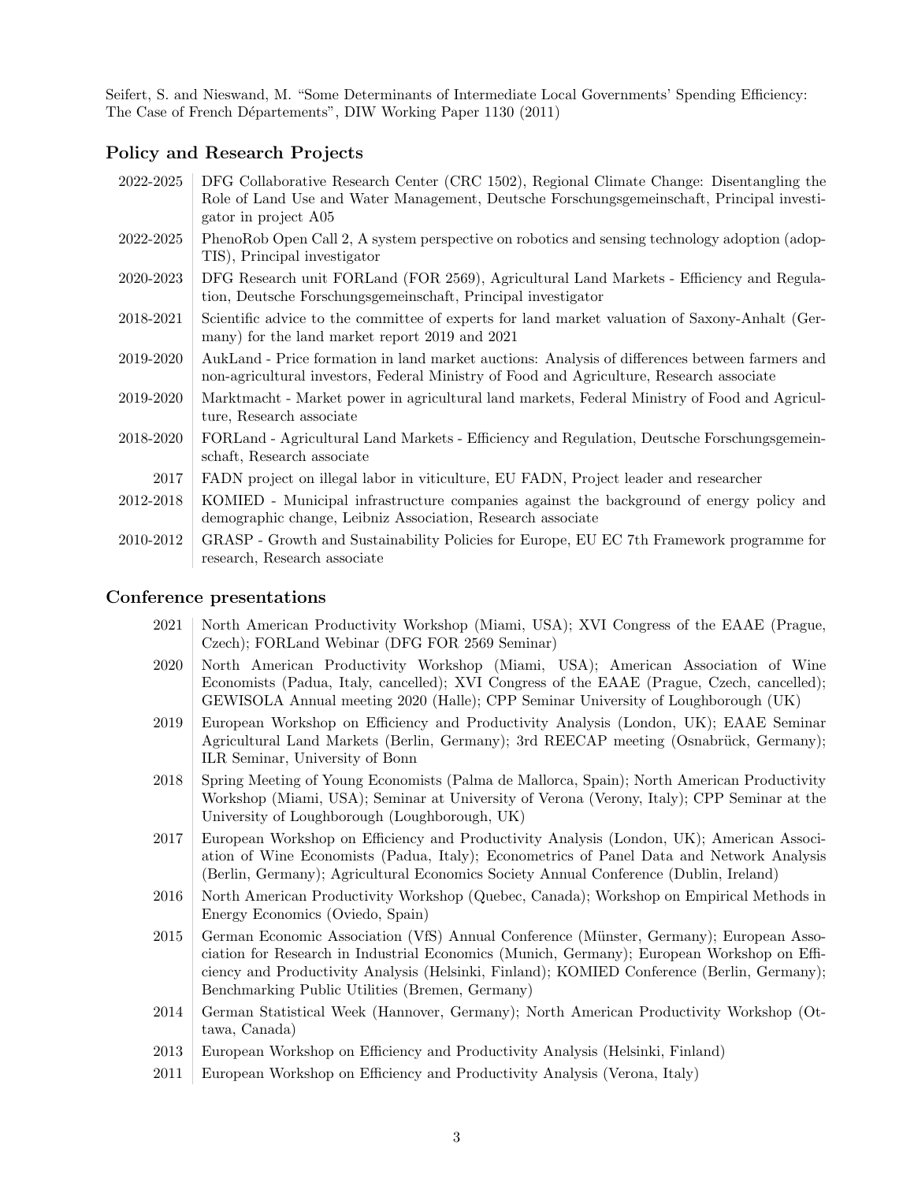Seifert, S. and Nieswand, M. "Some Determinants of Intermediate Local Governments' Spending Efficiency: The Case of French Départements", DIW Working Paper 1130 (2011)

## Policy and Research Projects

| | |
|---|---|
| 2022-2025 | DFG Collaborative Research Center (CRC 1502), Regional Climate Change: Disentangling the Role of Land Use and Water Management, Deutsche Forschungsgemeinschaft, Principal investigator in project A05 |
| 2022-2025 | PhenoRob Open Call 2, A system perspective on robotics and sensing technology adoption (adopTIS), Principal investigator |
| 2020-2023 | DFG Research unit FORLand (FOR 2569), Agricultural Land Markets - Efficiency and Regulation, Deutsche Forschungsgemeinschaft, Principal investigator |
| 2018-2021 | Scientific advice to the committee of experts for land market valuation of Saxony-Anhalt (Germany) for the land market report 2019 and 2021 |
| 2019-2020 | AukLand - Price formation in land market auctions: Analysis of differences between farmers and non-agricultural investors, Federal Ministry of Food and Agriculture, Research associate |
| 2019-2020 | Marktmacht - Market power in agricultural land markets, Federal Ministry of Food and Agriculture, Research associate |
| 2018-2020 | FORLand - Agricultural Land Markets - Efficiency and Regulation, Deutsche Forschungsgemeinschaft, Research associate |
| 2017 | FADN project on illegal labor in viticulture, EU FADN, Project leader and researcher |
| 2012-2018 | KOMIED - Municipal infrastructure companies against the background of energy policy and demographic change, Leibniz Association, Research associate |
| 2010-2012 | GRASP - Growth and Sustainability Policies for Europe, EU EC 7th Framework programme for research, Research associate |

## Conference presentations

| | |
|---|---|
| 2021 | North American Productivity Workshop (Miami, USA); XVI Congress of the EAAE (Prague, Czech); FORLand Webinar (DFG FOR 2569 Seminar) |
| 2020 | North American Productivity Workshop (Miami, USA); American Association of Wine Economists (Padua, Italy, cancelled); XVI Congress of the EAAE (Prague, Czech, cancelled); GEWISOLA Annual meeting 2020 (Halle); CPP Seminar University of Loughborough (UK) |
| 2019 | European Workshop on Efficiency and Productivity Analysis (London, UK); EAAE Seminar Agricultural Land Markets (Berlin, Germany); 3rd REECAP meeting (Osnabrück, Germany); ILR Seminar, University of Bonn |
| 2018 | Spring Meeting of Young Economists (Palma de Mallorca, Spain); North American Productivity Workshop (Miami, USA); Seminar at University of Verona (Verony, Italy); CPP Seminar at the University of Loughborough (Loughborough, UK) |
| 2017 | European Workshop on Efficiency and Productivity Analysis (London, UK); American Association of Wine Economists (Padua, Italy); Econometrics of Panel Data and Network Analysis (Berlin, Germany); Agricultural Economics Society Annual Conference (Dublin, Ireland) |
| 2016 | North American Productivity Workshop (Quebec, Canada); Workshop on Empirical Methods in Energy Economics (Oviedo, Spain) |
| 2015 | German Economic Association (VfS) Annual Conference (Münster, Germany); European Association for Research in Industrial Economics (Munich, Germany); European Workshop on Efficiency and Productivity Analysis (Helsinki, Finland); KOMIED Conference (Berlin, Germany); Benchmarking Public Utilities (Bremen, Germany) |
| 2014 | German Statistical Week (Hannover, Germany); North American Productivity Workshop (Ottawa, Canada) |
| 2013 | European Workshop on Efficiency and Productivity Analysis (Helsinki, Finland) |
| 2011 | European Workshop on Efficiency and Productivity Analysis (Verona, Italy) |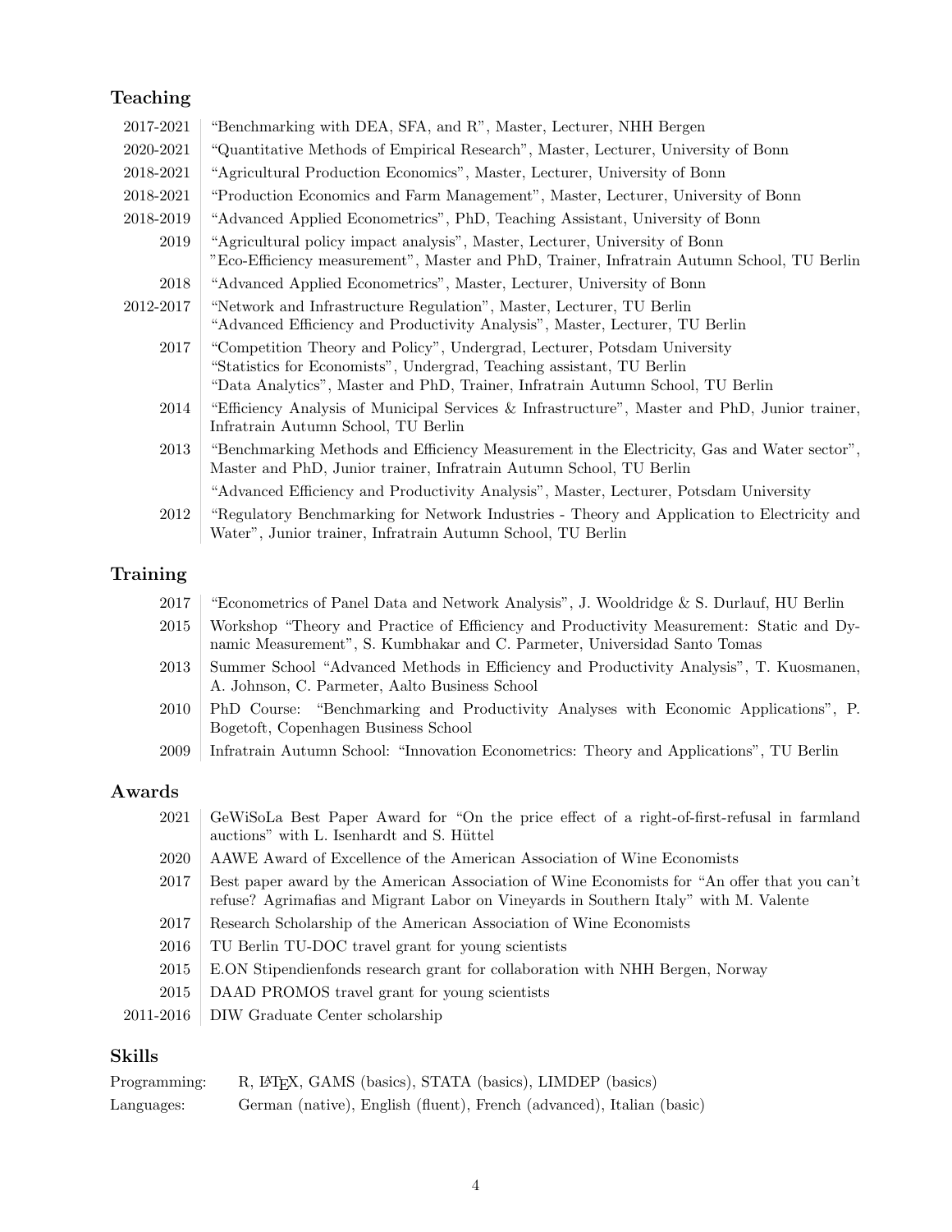## Teaching

| | |
|---|---|
| 2017-2021 | "Benchmarking with DEA, SFA, and R", Master, Lecturer, NHH Bergen |
| 2020-2021 | "Quantitative Methods of Empirical Research", Master, Lecturer, University of Bonn |
| 2018-2021 | "Agricultural Production Economics", Master, Lecturer, University of Bonn |
| 2018-2021 | "Production Economics and Farm Management", Master, Lecturer, University of Bonn |
| 2018-2019 | "Advanced Applied Econometrics", PhD, Teaching Assistant, University of Bonn |
| 2019 | "Agricultural policy impact analysis", Master, Lecturer, University of Bonn<br>"Eco-Efficiency measurement", Master and PhD, Trainer, Infratrain Autumn School, TU Berlin |
| 2018 | "Advanced Applied Econometrics", Master, Lecturer, University of Bonn |
| 2012-2017 | "Network and Infrastructure Regulation", Master, Lecturer, TU Berlin<br>"Advanced Efficiency and Productivity Analysis", Master, Lecturer, TU Berlin |
| 2017 | "Competition Theory and Policy", Undergrad, Lecturer, Potsdam University<br>"Statistics for Economists", Undergrad, Teaching assistant, TU Berlin<br>"Data Analytics", Master and PhD, Trainer, Infratrain Autumn School, TU Berlin |
| 2014 | "Efficiency Analysis of Municipal Services & Infrastructure", Master and PhD, Junior trainer, Infratrain Autumn School, TU Berlin |
| 2013 | "Benchmarking Methods and Efficiency Measurement in the Electricity, Gas and Water sector", Master and PhD, Junior trainer, Infratrain Autumn School, TU Berlin<br>"Advanced Efficiency and Productivity Analysis", Master, Lecturer, Potsdam University |
| 2012 | "Regulatory Benchmarking for Network Industries - Theory and Application to Electricity and Water", Junior trainer, Infratrain Autumn School, TU Berlin |

## Training

| | |
|---|---|
| 2017 | "Econometrics of Panel Data and Network Analysis", J. Wooldridge & S. Durlauf, HU Berlin |
| 2015 | Workshop "Theory and Practice of Efficiency and Productivity Measurement: Static and Dynamic Measurement", S. Kumbhakar and C. Parmeter, Universidad Santo Tomas |
| 2013 | Summer School "Advanced Methods in Efficiency and Productivity Analysis", T. Kuosmanen, A. Johnson, C. Parmeter, Aalto Business School |
| 2010 | PhD Course: "Benchmarking and Productivity Analyses with Economic Applications", P. Bogetoft, Copenhagen Business School |
| 2009 | Infratrain Autumn School: "Innovation Econometrics: Theory and Applications", TU Berlin |

## Awards

| | |
|---|---|
| 2021 | GeWiSoLa Best Paper Award for "On the price effect of a right-of-first-refusal in farmland auctions" with L. Isenhardt and S. Hüttel |
| 2020 | AAWE Award of Excellence of the American Association of Wine Economists |
| 2017 | Best paper award by the American Association of Wine Economists for "An offer that you can't refuse? Agrimafias and Migrant Labor on Vineyards in Southern Italy" with M. Valente |
| 2017 | Research Scholarship of the American Association of Wine Economists |
| 2016 | TU Berlin TU-DOC travel grant for young scientists |
| 2015 | E.ON Stipendienfonds research grant for collaboration with NHH Bergen, Norway |
| 2015 | DAAD PROMOS travel grant for young scientists |
| 2011-2016 | DIW Graduate Center scholarship |

## Skills

| | |
|---|---|
| Programming: | R, LaTeX, GAMS (basics), STATA (basics), LIMDEP (basics) |
| Languages: | German (native), English (fluent), French (advanced), Italian (basic) |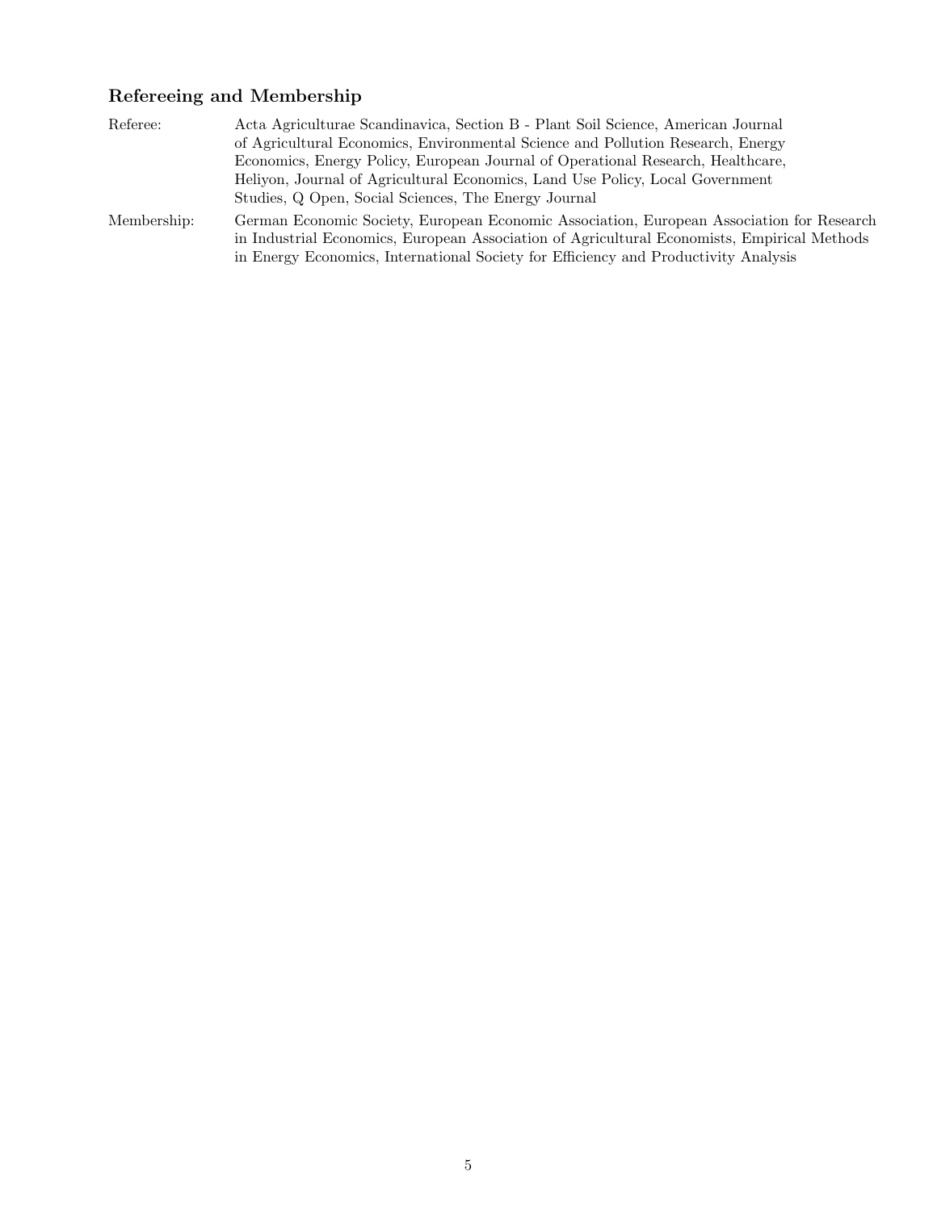## Refereeing and Membership

| | |
|---|---|
| Referee: | Acta Agriculturae Scandinavica, Section B - Plant Soil Science, American Journal of Agricultural Economics, Environmental Science and Pollution Research, Energy Economics, Energy Policy, European Journal of Operational Research, Healthcare, Heliyon, Journal of Agricultural Economics, Land Use Policy, Local Government Studies, Q Open, Social Sciences, The Energy Journal |
| Membership: | German Economic Society, European Economic Association, European Association for Research in Industrial Economics, European Association of Agricultural Economists, Empirical Methods in Energy Economics, International Society for Efficiency and Productivity Analysis |